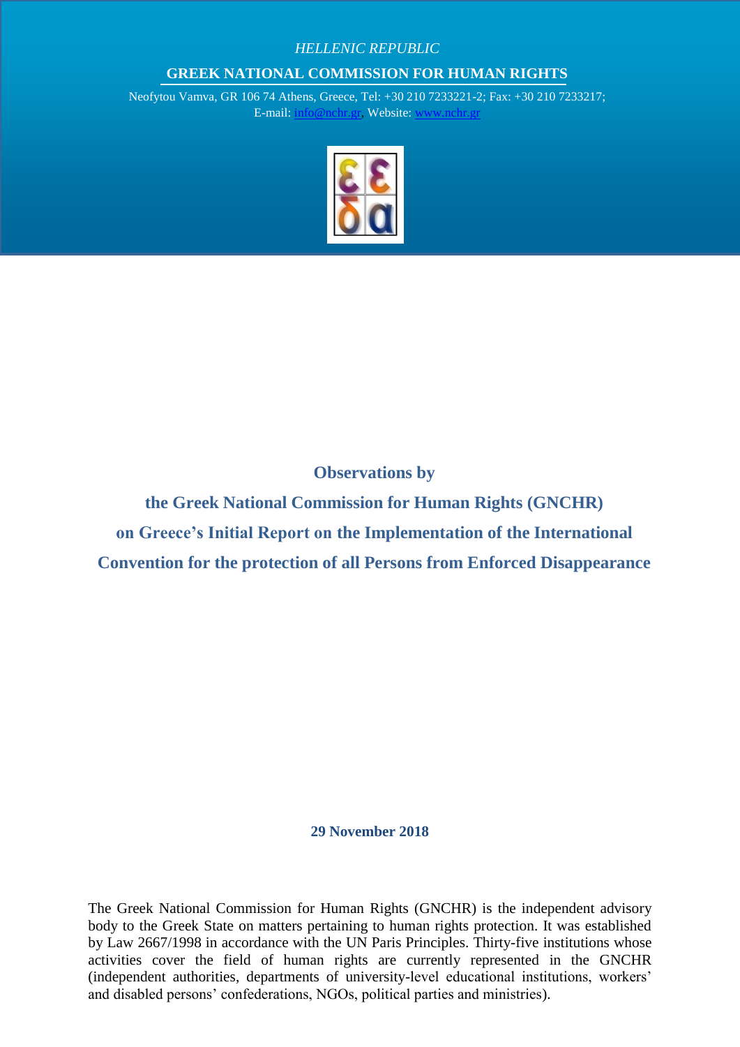*HELLENIC REPUBLIC*

**GREEK NATIONAL COMMISSION FOR HUMAN RIGHTS**

Neofytou Vamva, GR 106 74 Athens, Greece, Tel: +30 210 7233221-2; Fax: +30 210 7233217;
E-mail: info@nchr.gr, Website: www.nchr.gr

# Observations by the Greek National Commission for Human Rights (GNCHR) on Greece's Initial Report on the Implementation of the International Convention for the protection of all Persons from Enforced Disappearance

**29 November 2018**

The Greek National Commission for Human Rights (GNCHR) is the independent advisory body to the Greek State on matters pertaining to human rights protection. It was established by Law 2667/1998 in accordance with the UN Paris Principles. Thirty-five institutions whose activities cover the field of human rights are currently represented in the GNCHR (independent authorities, departments of university-level educational institutions, workers' and disabled persons' confederations, NGOs, political parties and ministries).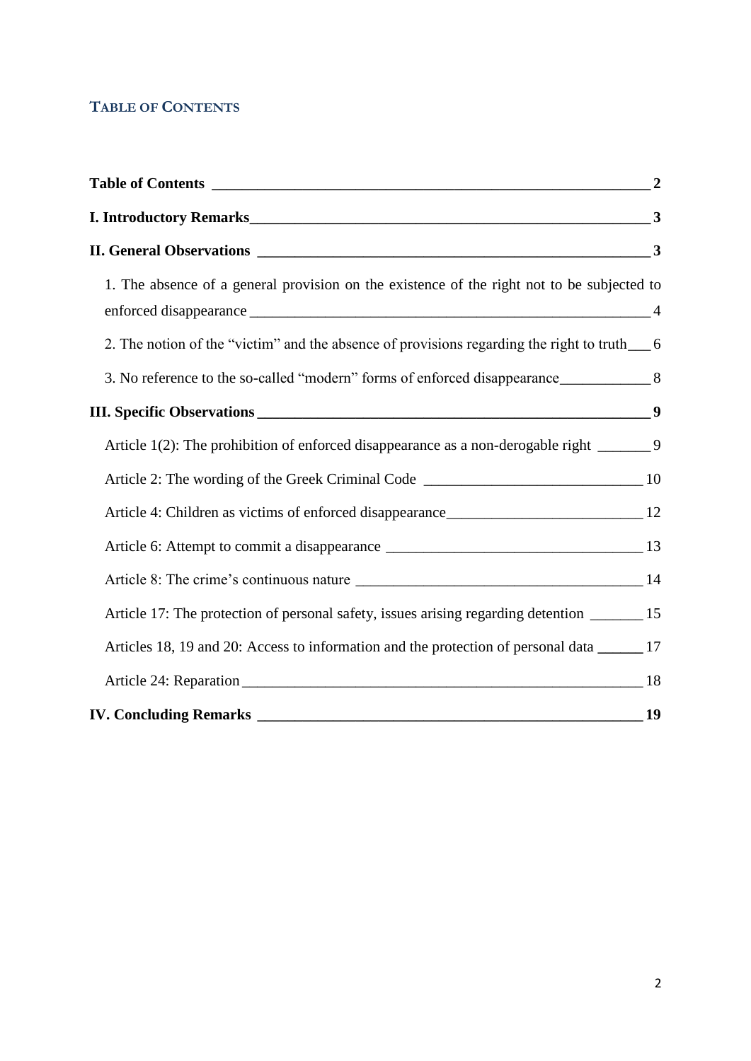## TABLE OF CONTENTS

**Table of Contents** 2

**I. Introductory Remarks** 3

**II. General Observations** 3

- 1. The absence of a general provision on the existence of the right not to be subjected to enforced disappearance 4
- 2. The notion of the "victim" and the absence of provisions regarding the right to truth 6
- 3. No reference to the so-called "modern" forms of enforced disappearance 8

**III. Specific Observations** 9

- Article 1(2): The prohibition of enforced disappearance as a non-derogable right 9
- Article 2: The wording of the Greek Criminal Code 10
- Article 4: Children as victims of enforced disappearance 12
- Article 6: Attempt to commit a disappearance 13
- Article 8: The crime's continuous nature 14
- Article 17: The protection of personal safety, issues arising regarding detention 15
- Articles 18, 19 and 20: Access to information and the protection of personal data 17
- Article 24: Reparation 18

**IV. Concluding Remarks** 19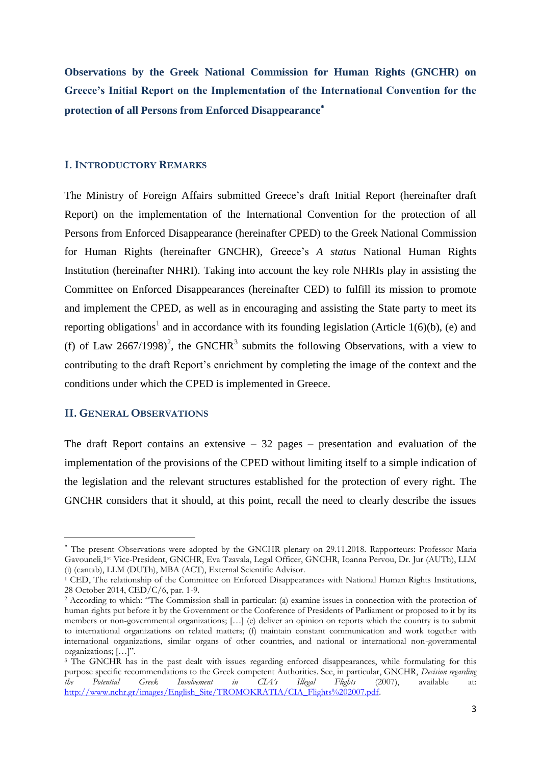**Observations by the Greek National Commission for Human Rights (GNCHR) on Greece's Initial Report on the Implementation of the International Convention for the protection of all Persons from Enforced Disappearance***

## I. Introductory Remarks

The Ministry of Foreign Affairs submitted Greece's draft Initial Report (hereinafter draft Report) on the implementation of the International Convention for the protection of all Persons from Enforced Disappearance (hereinafter CPED) to the Greek National Commission for Human Rights (hereinafter GNCHR), Greece's *A status* National Human Rights Institution (hereinafter NHRI). Taking into account the key role NHRIs play in assisting the Committee on Enforced Disappearances (hereinafter CED) to fulfill its mission to promote and implement the CPED, as well as in encouraging and assisting the State party to meet its reporting obligations[1] and in accordance with its founding legislation (Article 1(6)(b), (e) and (f) of Law 2667/1998)[2], the GNCHR[3] submits the following Observations, with a view to contributing to the draft Report's enrichment by completing the image of the context and the conditions under which the CPED is implemented in Greece.

## II. General Observations

The draft Report contains an extensive – 32 pages – presentation and evaluation of the implementation of the provisions of the CPED without limiting itself to a simple indication of the legislation and the relevant structures established for the protection of every right. The GNCHR considers that it should, at this point, recall the need to clearly describe the issues

---

* The present Observations were adopted by the GNCHR plenary on 29.11.2018. Rapporteurs: Professor Maria Gavouneli,1st Vice-President, GNCHR, Eva Tzavala, Legal Officer, GNCHR, Ioanna Pervou, Dr. Jur (AUTh), LLM (i) (cantab), LLM (DUTh), MBA (ACT), External Scientific Advisor.

[1] CED, The relationship of the Committee on Enforced Disappearances with National Human Rights Institutions, 28 October 2014, CED/C/6, par. 1-9.

[2] According to which: "The Commission shall in particular: (a) examine issues in connection with the protection of human rights put before it by the Government or the Conference of Presidents of Parliament or proposed to it by its members or non-governmental organizations; […] (e) deliver an opinion on reports which the country is to submit to international organizations on related matters; (f) maintain constant communication and work together with international organizations, similar organs of other countries, and national or international non-governmental organizations; […]".

[3] The GNCHR has in the past dealt with issues regarding enforced disappearances, while formulating for this purpose specific recommendations to the Greek competent Authorities. See, in particular, GNCHR, *Decision regarding the Potential Greek Involvement in CIA's Illegal Flights* (2007), available at: http://www.nchr.gr/images/English_Site/TROMOKRATIA/CIA_Flights%202007.pdf.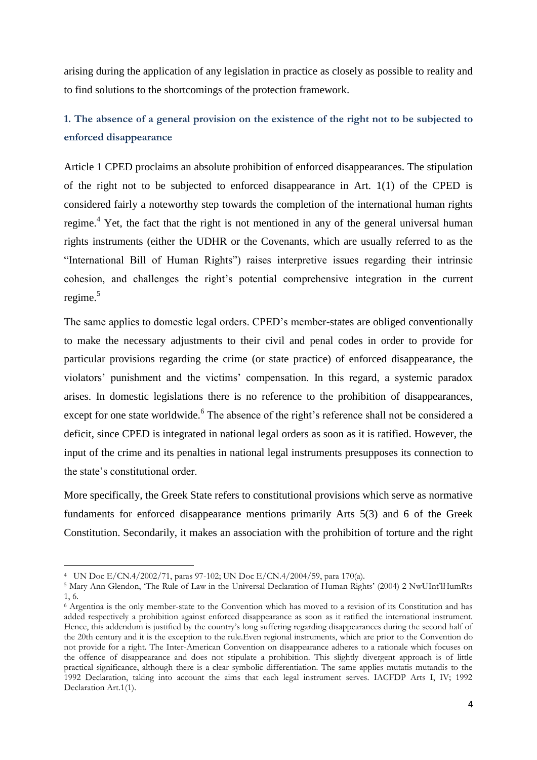arising during the application of any legislation in practice as closely as possible to reality and to find solutions to the shortcomings of the protection framework.

### 1. The absence of a general provision on the existence of the right not to be subjected to enforced disappearance

Article 1 CPED proclaims an absolute prohibition of enforced disappearances. The stipulation of the right not to be subjected to enforced disappearance in Art. 1(1) of the CPED is considered fairly a noteworthy step towards the completion of the international human rights regime.[4] Yet, the fact that the right is not mentioned in any of the general universal human rights instruments (either the UDHR or the Covenants, which are usually referred to as the "International Bill of Human Rights") raises interpretive issues regarding their intrinsic cohesion, and challenges the right's potential comprehensive integration in the current regime.[5]

The same applies to domestic legal orders. CPED's member-states are obliged conventionally to make the necessary adjustments to their civil and penal codes in order to provide for particular provisions regarding the crime (or state practice) of enforced disappearance, the violators' punishment and the victims' compensation. In this regard, a systemic paradox arises. In domestic legislations there is no reference to the prohibition of disappearances, except for one state worldwide.[6] The absence of the right's reference shall not be considered a deficit, since CPED is integrated in national legal orders as soon as it is ratified. However, the input of the crime and its penalties in national legal instruments presupposes its connection to the state's constitutional order.

More specifically, the Greek State refers to constitutional provisions which serve as normative fundaments for enforced disappearance mentions primarily Arts 5(3) and 6 of the Greek Constitution. Secondarily, it makes an association with the prohibition of torture and the right

---

[4] UN Doc E/CN.4/2002/71, paras 97-102; UN Doc E/CN.4/2004/59, para 170(a).

[5] Mary Ann Glendon, 'The Rule of Law in the Universal Declaration of Human Rights' (2004) 2 NwUInt'lHumRts 1, 6.

[6] Argentina is the only member-state to the Convention which has moved to a revision of its Constitution and has added respectively a prohibition against enforced disappearance as soon as it ratified the international instrument. Hence, this addendum is justified by the country's long suffering regarding disappearances during the second half of the 20th century and it is the exception to the rule.Even regional instruments, which are prior to the Convention do not provide for a right. The Inter-American Convention on disappearance adheres to a rationale which focuses on the offence of disappearance and does not stipulate a prohibition. This slightly divergent approach is of little practical significance, although there is a clear symbolic differentiation. The same applies mutatis mutandis to the 1992 Declaration, taking into account the aims that each legal instrument serves. IACFDP Arts I, IV; 1992 Declaration Art.1(1).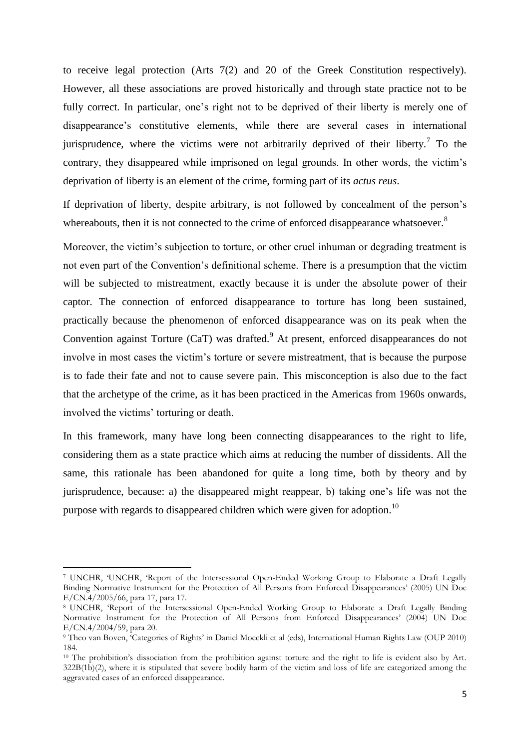to receive legal protection (Arts 7(2) and 20 of the Greek Constitution respectively). However, all these associations are proved historically and through state practice not to be fully correct. In particular, one's right not to be deprived of their liberty is merely one of disappearance's constitutive elements, while there are several cases in international jurisprudence, where the victims were not arbitrarily deprived of their liberty.[7] To the contrary, they disappeared while imprisoned on legal grounds. In other words, the victim's deprivation of liberty is an element of the crime, forming part of its *actus reus*.

If deprivation of liberty, despite arbitrary, is not followed by concealment of the person's whereabouts, then it is not connected to the crime of enforced disappearance whatsoever.[8]

Moreover, the victim's subjection to torture, or other cruel inhuman or degrading treatment is not even part of the Convention's definitional scheme. There is a presumption that the victim will be subjected to mistreatment, exactly because it is under the absolute power of their captor. The connection of enforced disappearance to torture has long been sustained, practically because the phenomenon of enforced disappearance was on its peak when the Convention against Torture (CaT) was drafted.[9] At present, enforced disappearances do not involve in most cases the victim's torture or severe mistreatment, that is because the purpose is to fade their fate and not to cause severe pain. This misconception is also due to the fact that the archetype of the crime, as it has been practiced in the Americas from 1960s onwards, involved the victims' torturing or death.

In this framework, many have long been connecting disappearances to the right to life, considering them as a state practice which aims at reducing the number of dissidents. All the same, this rationale has been abandoned for quite a long time, both by theory and by jurisprudence, because: a) the disappeared might reappear, b) taking one's life was not the purpose with regards to disappeared children which were given for adoption.[10]

---

[7] UNCHR, 'UNCHR, 'Report of the Intersessional Open-Ended Working Group to Elaborate a Draft Legally Binding Normative Instrument for the Protection of All Persons from Enforced Disappearances' (2005) UN Doc E/CN.4/2005/66, para 17, para 17.

[8] UNCHR, 'Report of the Intersessional Open-Ended Working Group to Elaborate a Draft Legally Binding Normative Instrument for the Protection of All Persons from Enforced Disappearances' (2004) UN Doc E/CN.4/2004/59, para 20.

[9] Theo van Boven, 'Categories of Rights' in Daniel Moeckli et al (eds), International Human Rights Law (OUP 2010) 184.

[10] The prohibition's dissociation from the prohibition against torture and the right to life is evident also by Art. 322B(1b)(2), where it is stipulated that severe bodily harm of the victim and loss of life are categorized among the aggravated cases of an enforced disappearance.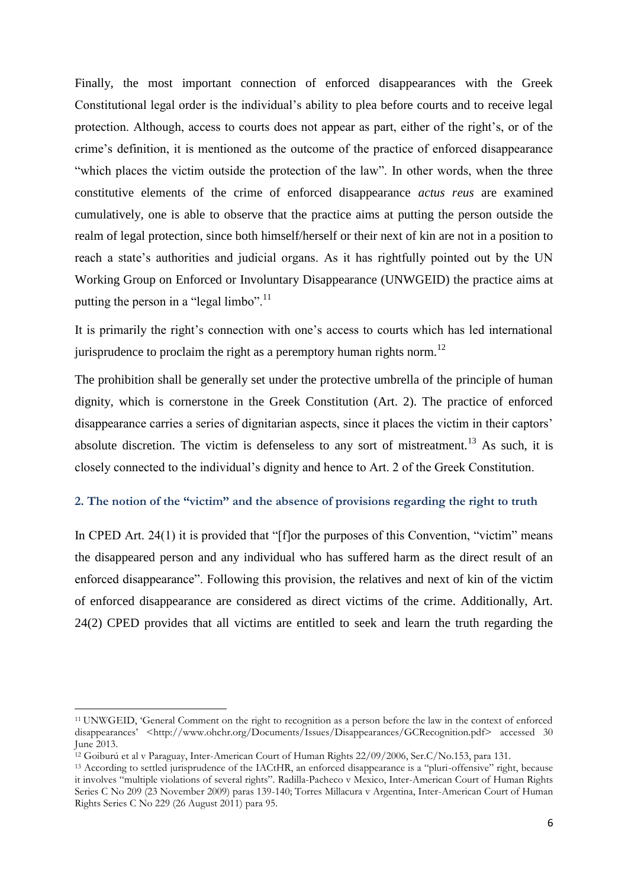Finally, the most important connection of enforced disappearances with the Greek Constitutional legal order is the individual's ability to plea before courts and to receive legal protection. Although, access to courts does not appear as part, either of the right's, or of the crime's definition, it is mentioned as the outcome of the practice of enforced disappearance "which places the victim outside the protection of the law". In other words, when the three constitutive elements of the crime of enforced disappearance *actus reus* are examined cumulatively, one is able to observe that the practice aims at putting the person outside the realm of legal protection, since both himself/herself or their next of kin are not in a position to reach a state's authorities and judicial organs. As it has rightfully pointed out by the UN Working Group on Enforced or Involuntary Disappearance (UNWGEID) the practice aims at putting the person in a "legal limbo".[11]

It is primarily the right's connection with one's access to courts which has led international jurisprudence to proclaim the right as a peremptory human rights norm.[12]

The prohibition shall be generally set under the protective umbrella of the principle of human dignity, which is cornerstone in the Greek Constitution (Art. 2). The practice of enforced disappearance carries a series of dignitarian aspects, since it places the victim in their captors' absolute discretion. The victim is defenseless to any sort of mistreatment.[13] As such, it is closely connected to the individual's dignity and hence to Art. 2 of the Greek Constitution.

## 2. The notion of the "victim" and the absence of provisions regarding the right to truth

In CPED Art. 24(1) it is provided that "[f]or the purposes of this Convention, "victim" means the disappeared person and any individual who has suffered harm as the direct result of an enforced disappearance". Following this provision, the relatives and next of kin of the victim of enforced disappearance are considered as direct victims of the crime. Additionally, Art. 24(2) CPED provides that all victims are entitled to seek and learn the truth regarding the

---

[11] UNWGEID, 'General Comment on the right to recognition as a person before the law in the context of enforced disappearances' <http://www.ohchr.org/Documents/Issues/Disappearances/GCRecognition.pdf> accessed 30 June 2013.

[12] Goiburú et al v Paraguay, Inter-American Court of Human Rights 22/09/2006, Ser.C/No.153, para 131.

[13] According to settled jurisprudence of the IACtHR, an enforced disappearance is a "pluri-offensive" right, because it involves "multiple violations of several rights". Radilla-Pacheco v Mexico, Inter-American Court of Human Rights Series C No 209 (23 November 2009) paras 139-140; Torres Millacura v Argentina, Inter-American Court of Human Rights Series C No 229 (26 August 2011) para 95.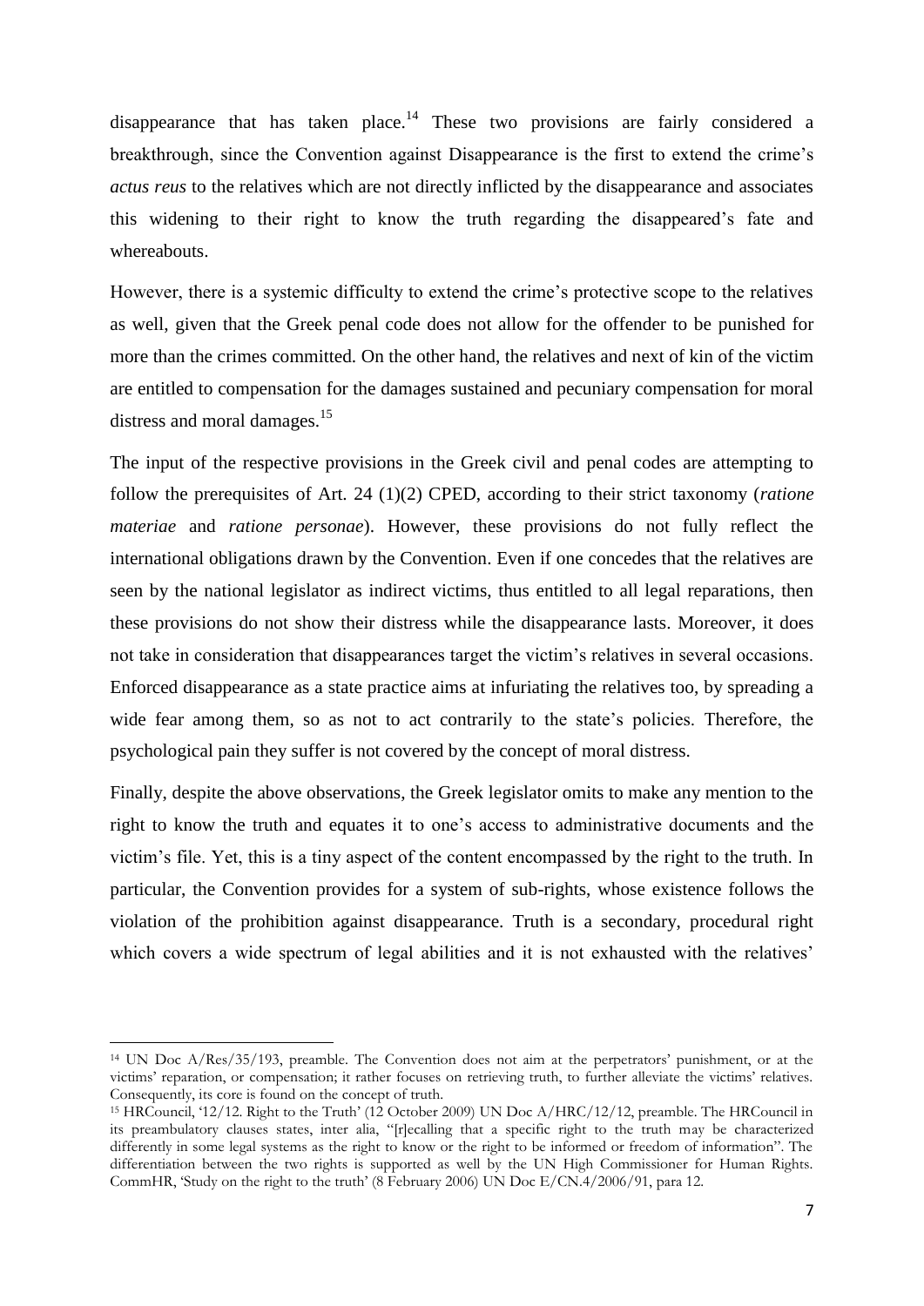disappearance that has taken place.[14] These two provisions are fairly considered a breakthrough, since the Convention against Disappearance is the first to extend the crime's *actus reus* to the relatives which are not directly inflicted by the disappearance and associates this widening to their right to know the truth regarding the disappeared's fate and whereabouts.

However, there is a systemic difficulty to extend the crime's protective scope to the relatives as well, given that the Greek penal code does not allow for the offender to be punished for more than the crimes committed. On the other hand, the relatives and next of kin of the victim are entitled to compensation for the damages sustained and pecuniary compensation for moral distress and moral damages.[15]

The input of the respective provisions in the Greek civil and penal codes are attempting to follow the prerequisites of Art. 24 (1)(2) CPED, according to their strict taxonomy (*ratione materiae* and *ratione personae*). However, these provisions do not fully reflect the international obligations drawn by the Convention. Even if one concedes that the relatives are seen by the national legislator as indirect victims, thus entitled to all legal reparations, then these provisions do not show their distress while the disappearance lasts. Moreover, it does not take in consideration that disappearances target the victim's relatives in several occasions. Enforced disappearance as a state practice aims at infuriating the relatives too, by spreading a wide fear among them, so as not to act contrarily to the state's policies. Therefore, the psychological pain they suffer is not covered by the concept of moral distress.

Finally, despite the above observations, the Greek legislator omits to make any mention to the right to know the truth and equates it to one's access to administrative documents and the victim's file. Yet, this is a tiny aspect of the content encompassed by the right to the truth. In particular, the Convention provides for a system of sub-rights, whose existence follows the violation of the prohibition against disappearance. Truth is a secondary, procedural right which covers a wide spectrum of legal abilities and it is not exhausted with the relatives'

---

[14] UN Doc A/Res/35/193, preamble. The Convention does not aim at the perpetrators' punishment, or at the victims' reparation, or compensation; it rather focuses on retrieving truth, to further alleviate the victims' relatives. Consequently, its core is found on the concept of truth.

[15] HRCouncil, '12/12. Right to the Truth' (12 October 2009) UN Doc A/HRC/12/12, preamble. The HRCouncil in its preambulatory clauses states, inter alia, "[r]ecalling that a specific right to the truth may be characterized differently in some legal systems as the right to know or the right to be informed or freedom of information". The differentiation between the two rights is supported as well by the UN High Commissioner for Human Rights. CommHR, 'Study on the right to the truth' (8 February 2006) UN Doc E/CN.4/2006/91, para 12.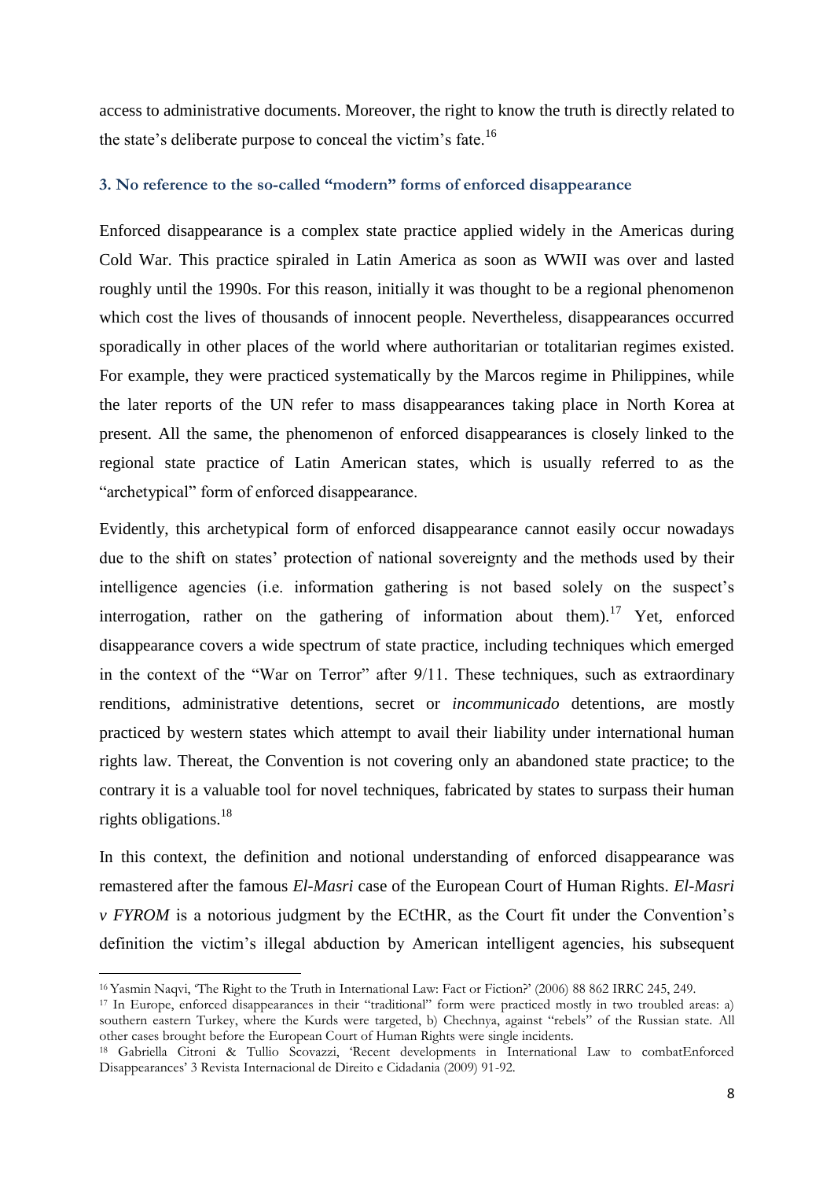access to administrative documents. Moreover, the right to know the truth is directly related to the state's deliberate purpose to conceal the victim's fate.[16]

### 3. No reference to the so-called "modern" forms of enforced disappearance

Enforced disappearance is a complex state practice applied widely in the Americas during Cold War. This practice spiraled in Latin America as soon as WWII was over and lasted roughly until the 1990s. For this reason, initially it was thought to be a regional phenomenon which cost the lives of thousands of innocent people. Nevertheless, disappearances occurred sporadically in other places of the world where authoritarian or totalitarian regimes existed. For example, they were practiced systematically by the Marcos regime in Philippines, while the later reports of the UN refer to mass disappearances taking place in North Korea at present. All the same, the phenomenon of enforced disappearances is closely linked to the regional state practice of Latin American states, which is usually referred to as the "archetypical" form of enforced disappearance.

Evidently, this archetypical form of enforced disappearance cannot easily occur nowadays due to the shift on states' protection of national sovereignty and the methods used by their intelligence agencies (i.e. information gathering is not based solely on the suspect's interrogation, rather on the gathering of information about them).[17] Yet, enforced disappearance covers a wide spectrum of state practice, including techniques which emerged in the context of the "War on Terror" after 9/11. These techniques, such as extraordinary renditions, administrative detentions, secret or *incommunicado* detentions, are mostly practiced by western states which attempt to avail their liability under international human rights law. Thereat, the Convention is not covering only an abandoned state practice; to the contrary it is a valuable tool for novel techniques, fabricated by states to surpass their human rights obligations.[18]

In this context, the definition and notional understanding of enforced disappearance was remastered after the famous *El-Masri* case of the European Court of Human Rights. *El-Masri v FYROM* is a notorious judgment by the ECtHR, as the Court fit under the Convention's definition the victim's illegal abduction by American intelligent agencies, his subsequent

---

[16] Yasmin Naqvi, 'The Right to the Truth in International Law: Fact or Fiction?' (2006) 88 862 IRRC 245, 249.

[17] In Europe, enforced disappearances in their "traditional" form were practiced mostly in two troubled areas: a) southern eastern Turkey, where the Kurds were targeted, b) Chechnya, against "rebels" of the Russian state. All other cases brought before the European Court of Human Rights were single incidents.

[18] Gabriella Citroni & Tullio Scovazzi, 'Recent developments in International Law to combatEnforced Disappearances' 3 Revista Internacional de Direito e Cidadania (2009) 91-92.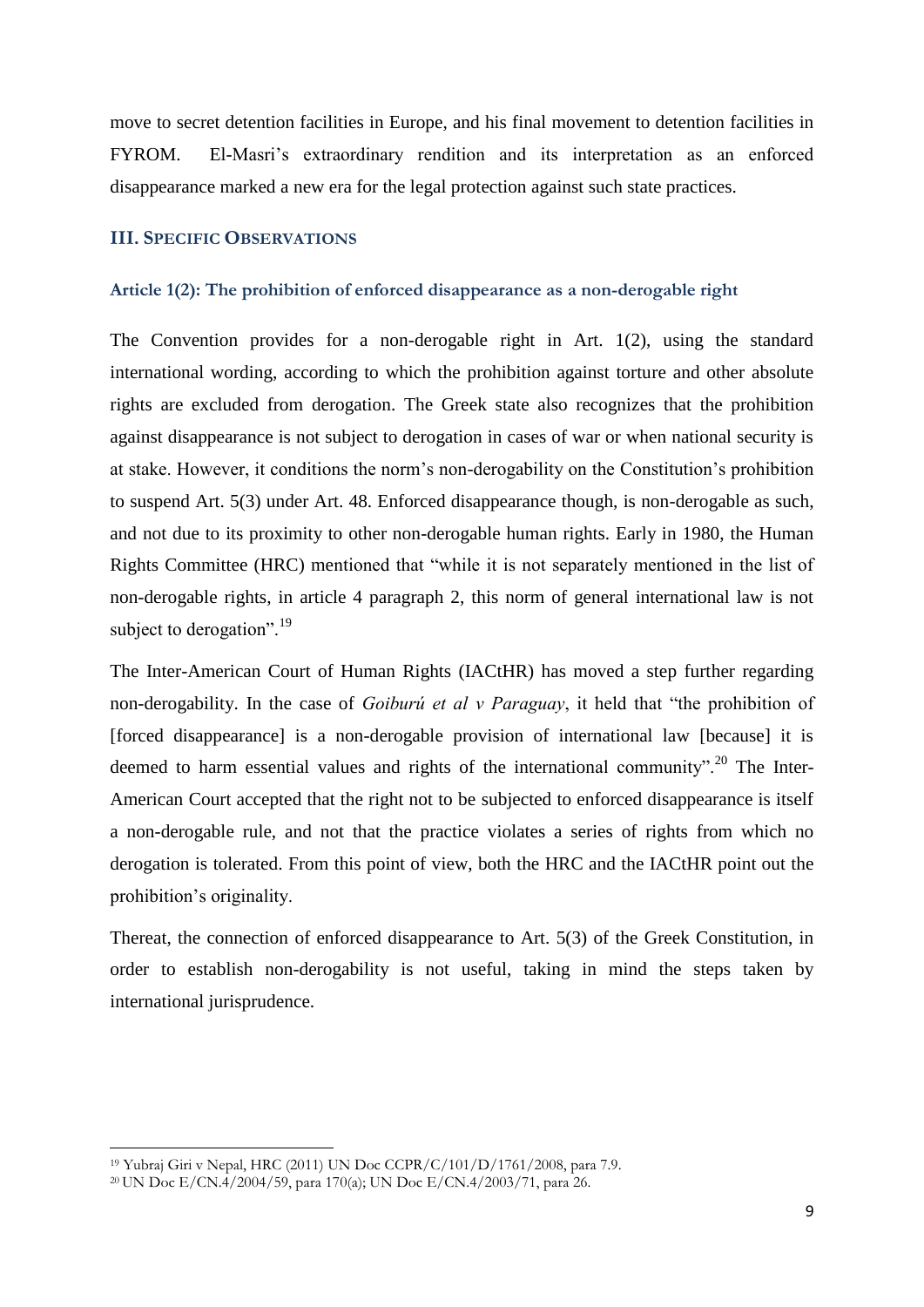move to secret detention facilities in Europe, and his final movement to detention facilities in FYROM. El-Masri's extraordinary rendition and its interpretation as an enforced disappearance marked a new era for the legal protection against such state practices.

## III. Specific Observations

### Article 1(2): The prohibition of enforced disappearance as a non-derogable right

The Convention provides for a non-derogable right in Art. 1(2), using the standard international wording, according to which the prohibition against torture and other absolute rights are excluded from derogation. The Greek state also recognizes that the prohibition against disappearance is not subject to derogation in cases of war or when national security is at stake. However, it conditions the norm's non-derogability on the Constitution's prohibition to suspend Art. 5(3) under Art. 48. Enforced disappearance though, is non-derogable as such, and not due to its proximity to other non-derogable human rights. Early in 1980, the Human Rights Committee (HRC) mentioned that "while it is not separately mentioned in the list of non-derogable rights, in article 4 paragraph 2, this norm of general international law is not subject to derogation".[19]

The Inter-American Court of Human Rights (IACtHR) has moved a step further regarding non-derogability. In the case of *Goiburú et al v Paraguay*, it held that "the prohibition of [forced disappearance] is a non-derogable provision of international law [because] it is deemed to harm essential values and rights of the international community".[20] The Inter-American Court accepted that the right not to be subjected to enforced disappearance is itself a non-derogable rule, and not that the practice violates a series of rights from which no derogation is tolerated. From this point of view, both the HRC and the IACtHR point out the prohibition's originality.

Thereat, the connection of enforced disappearance to Art. 5(3) of the Greek Constitution, in order to establish non-derogability is not useful, taking in mind the steps taken by international jurisprudence.

---

[19] Yubraj Giri v Nepal, HRC (2011) UN Doc CCPR/C/101/D/1761/2008, para 7.9.

[20] UN Doc E/CN.4/2004/59, para 170(a); UN Doc E/CN.4/2003/71, para 26.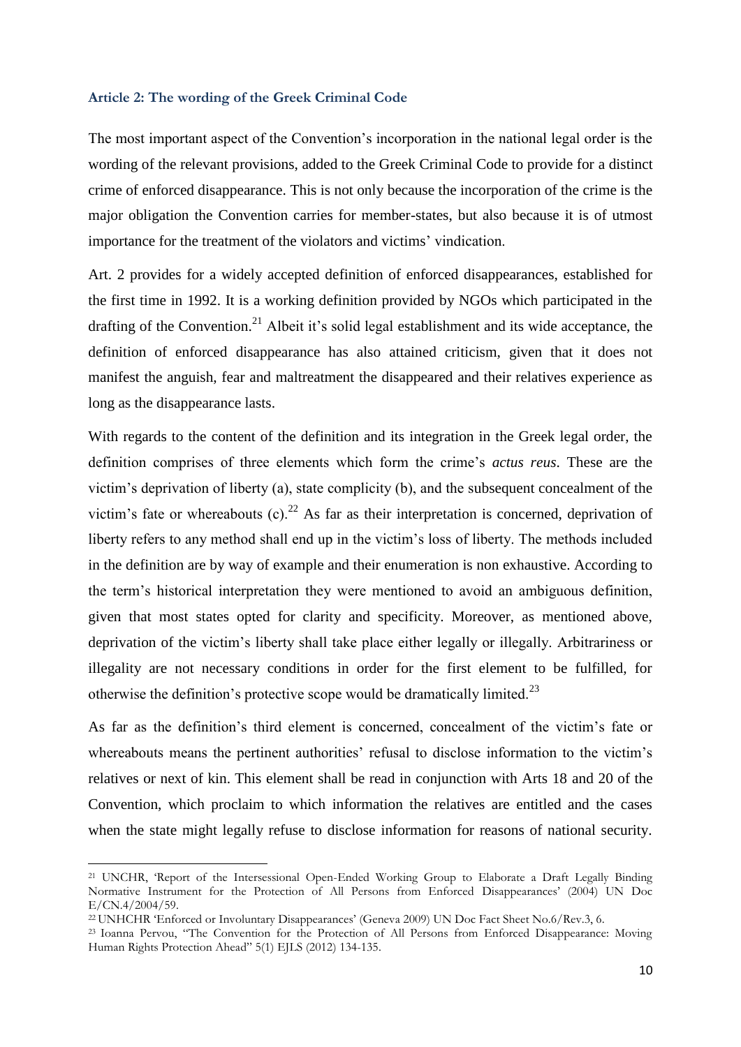### Article 2: The wording of the Greek Criminal Code

The most important aspect of the Convention's incorporation in the national legal order is the wording of the relevant provisions, added to the Greek Criminal Code to provide for a distinct crime of enforced disappearance. This is not only because the incorporation of the crime is the major obligation the Convention carries for member-states, but also because it is of utmost importance for the treatment of the violators and victims' vindication.

Art. 2 provides for a widely accepted definition of enforced disappearances, established for the first time in 1992. It is a working definition provided by NGOs which participated in the drafting of the Convention.[21] Albeit it's solid legal establishment and its wide acceptance, the definition of enforced disappearance has also attained criticism, given that it does not manifest the anguish, fear and maltreatment the disappeared and their relatives experience as long as the disappearance lasts.

With regards to the content of the definition and its integration in the Greek legal order, the definition comprises of three elements which form the crime's *actus reus*. These are the victim's deprivation of liberty (a), state complicity (b), and the subsequent concealment of the victim's fate or whereabouts (c).[22] As far as their interpretation is concerned, deprivation of liberty refers to any method shall end up in the victim's loss of liberty. The methods included in the definition are by way of example and their enumeration is non exhaustive. According to the term's historical interpretation they were mentioned to avoid an ambiguous definition, given that most states opted for clarity and specificity. Moreover, as mentioned above, deprivation of the victim's liberty shall take place either legally or illegally. Arbitrariness or illegality are not necessary conditions in order for the first element to be fulfilled, for otherwise the definition's protective scope would be dramatically limited.[23]

As far as the definition's third element is concerned, concealment of the victim's fate or whereabouts means the pertinent authorities' refusal to disclose information to the victim's relatives or next of kin. This element shall be read in conjunction with Arts 18 and 20 of the Convention, which proclaim to which information the relatives are entitled and the cases when the state might legally refuse to disclose information for reasons of national security.

---

[21] UNCHR, 'Report of the Intersessional Open-Ended Working Group to Elaborate a Draft Legally Binding Normative Instrument for the Protection of All Persons from Enforced Disappearances' (2004) UN Doc E/CN.4/2004/59.

[22] UNHCHR 'Enforced or Involuntary Disappearances' (Geneva 2009) UN Doc Fact Sheet No.6/Rev.3, 6.

[23] Ioanna Pervou, "The Convention for the Protection of All Persons from Enforced Disappearance: Moving Human Rights Protection Ahead" 5(1) EJLS (2012) 134-135.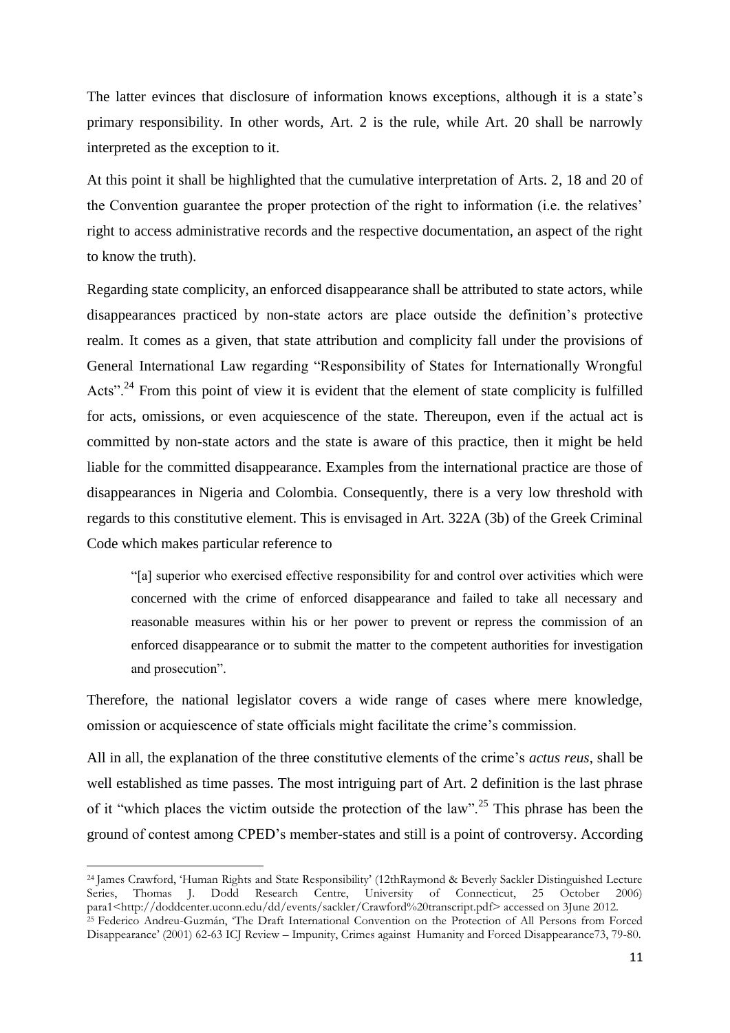The latter evinces that disclosure of information knows exceptions, although it is a state's primary responsibility. In other words, Art. 2 is the rule, while Art. 20 shall be narrowly interpreted as the exception to it.

At this point it shall be highlighted that the cumulative interpretation of Arts. 2, 18 and 20 of the Convention guarantee the proper protection of the right to information (i.e. the relatives' right to access administrative records and the respective documentation, an aspect of the right to know the truth).

Regarding state complicity, an enforced disappearance shall be attributed to state actors, while disappearances practiced by non-state actors are place outside the definition's protective realm. It comes as a given, that state attribution and complicity fall under the provisions of General International Law regarding "Responsibility of States for Internationally Wrongful Acts".[24] From this point of view it is evident that the element of state complicity is fulfilled for acts, omissions, or even acquiescence of the state. Thereupon, even if the actual act is committed by non-state actors and the state is aware of this practice, then it might be held liable for the committed disappearance. Examples from the international practice are those of disappearances in Nigeria and Colombia. Consequently, there is a very low threshold with regards to this constitutive element. This is envisaged in Art. 322A (3b) of the Greek Criminal Code which makes particular reference to

> "[a] superior who exercised effective responsibility for and control over activities which were concerned with the crime of enforced disappearance and failed to take all necessary and reasonable measures within his or her power to prevent or repress the commission of an enforced disappearance or to submit the matter to the competent authorities for investigation and prosecution".

Therefore, the national legislator covers a wide range of cases where mere knowledge, omission or acquiescence of state officials might facilitate the crime's commission.

All in all, the explanation of the three constitutive elements of the crime's *actus reus*, shall be well established as time passes. The most intriguing part of Art. 2 definition is the last phrase of it "which places the victim outside the protection of the law".[25] This phrase has been the ground of contest among CPED's member-states and still is a point of controversy. According

---

[24] James Crawford, 'Human Rights and State Responsibility' (12thRaymond & Beverly Sackler Distinguished Lecture Series, Thomas J. Dodd Research Centre, University of Connecticut, 25 October 2006) para1<http://doddcenter.uconn.edu/dd/events/sackler/Crawford%20transcript.pdf> accessed on 3June 2012.

[25] Federico Andreu-Guzmán, 'The Draft International Convention on the Protection of All Persons from Forced Disappearance' (2001) 62-63 ICJ Review – Impunity, Crimes against Humanity and Forced Disappearance73, 79-80.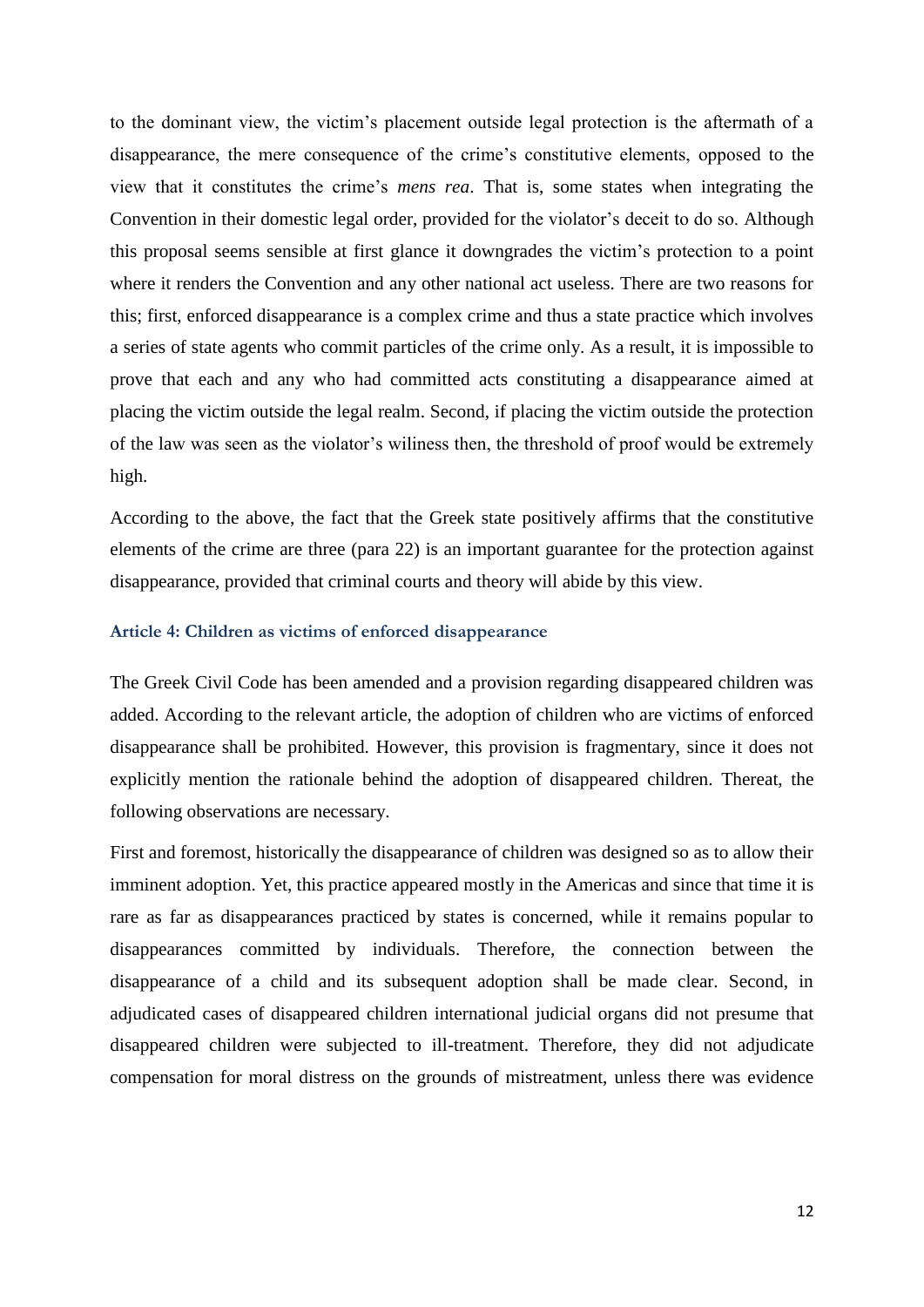to the dominant view, the victim's placement outside legal protection is the aftermath of a disappearance, the mere consequence of the crime's constitutive elements, opposed to the view that it constitutes the crime's *mens rea*. That is, some states when integrating the Convention in their domestic legal order, provided for the violator's deceit to do so. Although this proposal seems sensible at first glance it downgrades the victim's protection to a point where it renders the Convention and any other national act useless. There are two reasons for this; first, enforced disappearance is a complex crime and thus a state practice which involves a series of state agents who commit particles of the crime only. As a result, it is impossible to prove that each and any who had committed acts constituting a disappearance aimed at placing the victim outside the legal realm. Second, if placing the victim outside the protection of the law was seen as the violator's wiliness then, the threshold of proof would be extremely high.

According to the above, the fact that the Greek state positively affirms that the constitutive elements of the crime are three (para 22) is an important guarantee for the protection against disappearance, provided that criminal courts and theory will abide by this view.

### Article 4: Children as victims of enforced disappearance

The Greek Civil Code has been amended and a provision regarding disappeared children was added. According to the relevant article, the adoption of children who are victims of enforced disappearance shall be prohibited. However, this provision is fragmentary, since it does not explicitly mention the rationale behind the adoption of disappeared children. Thereat, the following observations are necessary.

First and foremost, historically the disappearance of children was designed so as to allow their imminent adoption. Yet, this practice appeared mostly in the Americas and since that time it is rare as far as disappearances practiced by states is concerned, while it remains popular to disappearances committed by individuals. Therefore, the connection between the disappearance of a child and its subsequent adoption shall be made clear. Second, in adjudicated cases of disappeared children international judicial organs did not presume that disappeared children were subjected to ill-treatment. Therefore, they did not adjudicate compensation for moral distress on the grounds of mistreatment, unless there was evidence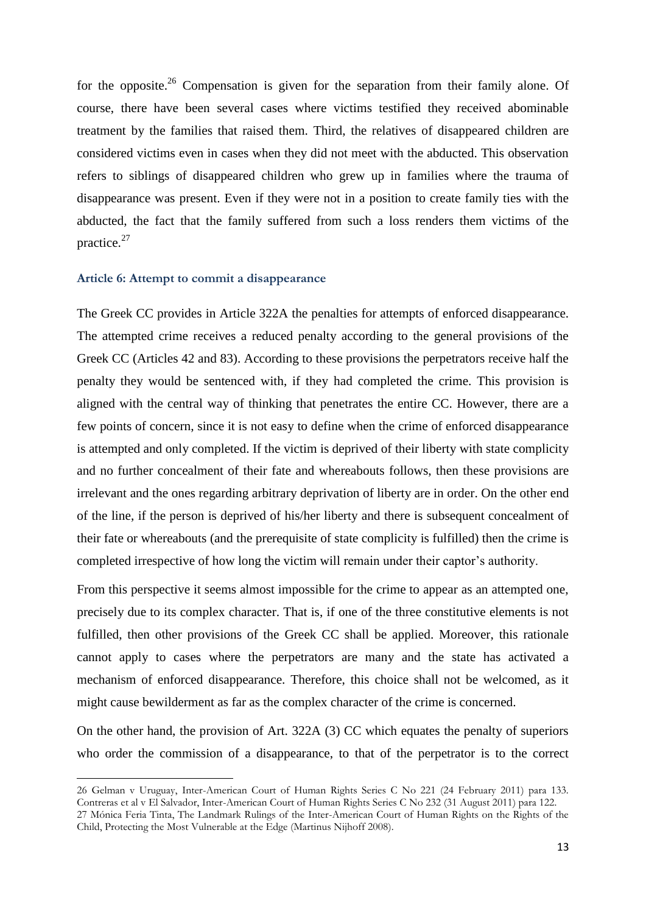for the opposite.[26] Compensation is given for the separation from their family alone. Of course, there have been several cases where victims testified they received abominable treatment by the families that raised them. Third, the relatives of disappeared children are considered victims even in cases when they did not meet with the abducted. This observation refers to siblings of disappeared children who grew up in families where the trauma of disappearance was present. Even if they were not in a position to create family ties with the abducted, the fact that the family suffered from such a loss renders them victims of the practice.[27]

### Article 6: Attempt to commit a disappearance

The Greek CC provides in Article 322A the penalties for attempts of enforced disappearance. The attempted crime receives a reduced penalty according to the general provisions of the Greek CC (Articles 42 and 83). According to these provisions the perpetrators receive half the penalty they would be sentenced with, if they had completed the crime. This provision is aligned with the central way of thinking that penetrates the entire CC. However, there are a few points of concern, since it is not easy to define when the crime of enforced disappearance is attempted and only completed. If the victim is deprived of their liberty with state complicity and no further concealment of their fate and whereabouts follows, then these provisions are irrelevant and the ones regarding arbitrary deprivation of liberty are in order. On the other end of the line, if the person is deprived of his/her liberty and there is subsequent concealment of their fate or whereabouts (and the prerequisite of state complicity is fulfilled) then the crime is completed irrespective of how long the victim will remain under their captor's authority.

From this perspective it seems almost impossible for the crime to appear as an attempted one, precisely due to its complex character. That is, if one of the three constitutive elements is not fulfilled, then other provisions of the Greek CC shall be applied. Moreover, this rationale cannot apply to cases where the perpetrators are many and the state has activated a mechanism of enforced disappearance. Therefore, this choice shall not be welcomed, as it might cause bewilderment as far as the complex character of the crime is concerned.

On the other hand, the provision of Art. 322A (3) CC which equates the penalty of superiors who order the commission of a disappearance, to that of the perpetrator is to the correct

---

26 Gelman v Uruguay, Inter-American Court of Human Rights Series C No 221 (24 February 2011) para 133. Contreras et al v El Salvador, Inter-American Court of Human Rights Series C No 232 (31 August 2011) para 122.

27 Mónica Feria Tinta, The Landmark Rulings of the Inter-American Court of Human Rights on the Rights of the Child, Protecting the Most Vulnerable at the Edge (Martinus Nijhoff 2008).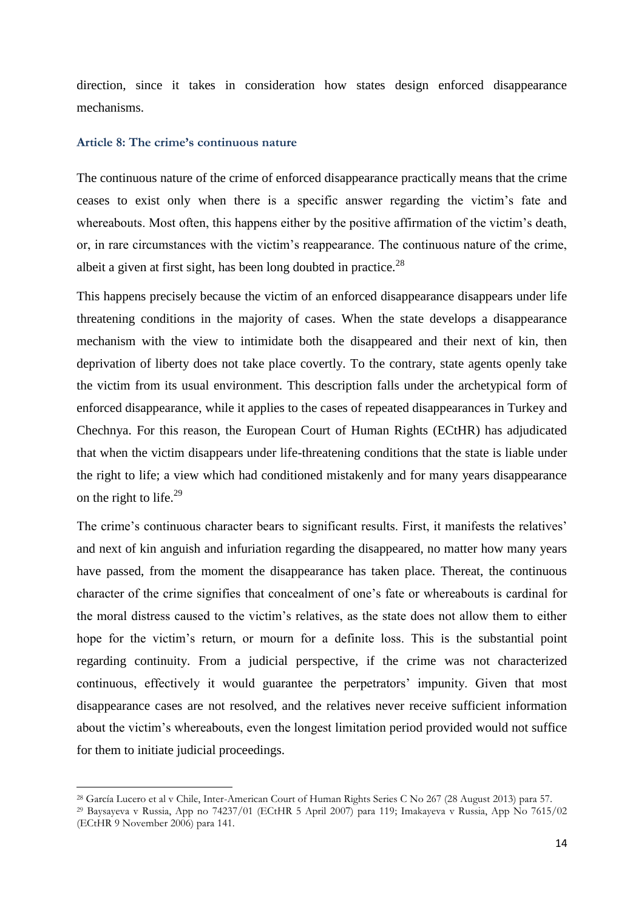direction, since it takes in consideration how states design enforced disappearance mechanisms.

### Article 8: The crime's continuous nature

The continuous nature of the crime of enforced disappearance practically means that the crime ceases to exist only when there is a specific answer regarding the victim's fate and whereabouts. Most often, this happens either by the positive affirmation of the victim's death, or, in rare circumstances with the victim's reappearance. The continuous nature of the crime, albeit a given at first sight, has been long doubted in practice.[28]

This happens precisely because the victim of an enforced disappearance disappears under life threatening conditions in the majority of cases. When the state develops a disappearance mechanism with the view to intimidate both the disappeared and their next of kin, then deprivation of liberty does not take place covertly. To the contrary, state agents openly take the victim from its usual environment. This description falls under the archetypical form of enforced disappearance, while it applies to the cases of repeated disappearances in Turkey and Chechnya. For this reason, the European Court of Human Rights (ECtHR) has adjudicated that when the victim disappears under life-threatening conditions that the state is liable under the right to life; a view which had conditioned mistakenly and for many years disappearance on the right to life.[29]

The crime's continuous character bears to significant results. First, it manifests the relatives' and next of kin anguish and infuriation regarding the disappeared, no matter how many years have passed, from the moment the disappearance has taken place. Thereat, the continuous character of the crime signifies that concealment of one's fate or whereabouts is cardinal for the moral distress caused to the victim's relatives, as the state does not allow them to either hope for the victim's return, or mourn for a definite loss. This is the substantial point regarding continuity. From a judicial perspective, if the crime was not characterized continuous, effectively it would guarantee the perpetrators' impunity. Given that most disappearance cases are not resolved, and the relatives never receive sufficient information about the victim's whereabouts, even the longest limitation period provided would not suffice for them to initiate judicial proceedings.

---

[28] García Lucero et al v Chile, Inter-American Court of Human Rights Series C No 267 (28 August 2013) para 57.

[29] Baysayeva v Russia, App no 74237/01 (ECtHR 5 April 2007) para 119; Imakayeva v Russia, App No 7615/02 (ECtHR 9 November 2006) para 141.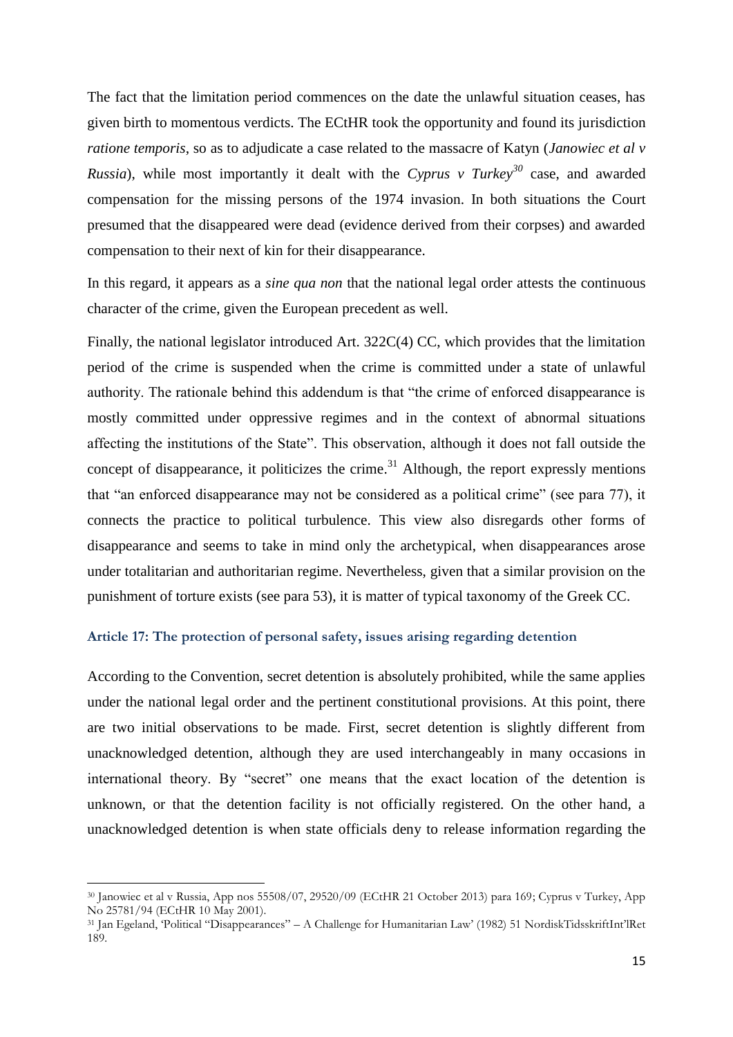The fact that the limitation period commences on the date the unlawful situation ceases, has given birth to momentous verdicts. The ECtHR took the opportunity and found its jurisdiction *ratione temporis*, so as to adjudicate a case related to the massacre of Katyn (*Janowiec et al v Russia*), while most importantly it dealt with the *Cyprus v Turkey*[30] case, and awarded compensation for the missing persons of the 1974 invasion. In both situations the Court presumed that the disappeared were dead (evidence derived from their corpses) and awarded compensation to their next of kin for their disappearance.

In this regard, it appears as a *sine qua non* that the national legal order attests the continuous character of the crime, given the European precedent as well.

Finally, the national legislator introduced Art. 322C(4) CC, which provides that the limitation period of the crime is suspended when the crime is committed under a state of unlawful authority. The rationale behind this addendum is that "the crime of enforced disappearance is mostly committed under oppressive regimes and in the context of abnormal situations affecting the institutions of the State". This observation, although it does not fall outside the concept of disappearance, it politicizes the crime.[31] Although, the report expressly mentions that "an enforced disappearance may not be considered as a political crime" (see para 77), it connects the practice to political turbulence. This view also disregards other forms of disappearance and seems to take in mind only the archetypical, when disappearances arose under totalitarian and authoritarian regime. Nevertheless, given that a similar provision on the punishment of torture exists (see para 53), it is matter of typical taxonomy of the Greek CC.

### Article 17: The protection of personal safety, issues arising regarding detention

According to the Convention, secret detention is absolutely prohibited, while the same applies under the national legal order and the pertinent constitutional provisions. At this point, there are two initial observations to be made. First, secret detention is slightly different from unacknowledged detention, although they are used interchangeably in many occasions in international theory. By "secret" one means that the exact location of the detention is unknown, or that the detention facility is not officially registered. On the other hand, a unacknowledged detention is when state officials deny to release information regarding the

---

[30] Janowiec et al v Russia, App nos 55508/07, 29520/09 (ECtHR 21 October 2013) para 169; Cyprus v Turkey, App No 25781/94 (ECtHR 10 May 2001).

[31] Jan Egeland, 'Political "Disappearances" – A Challenge for Humanitarian Law' (1982) 51 NordiskTidsskriftInt'lRet 189.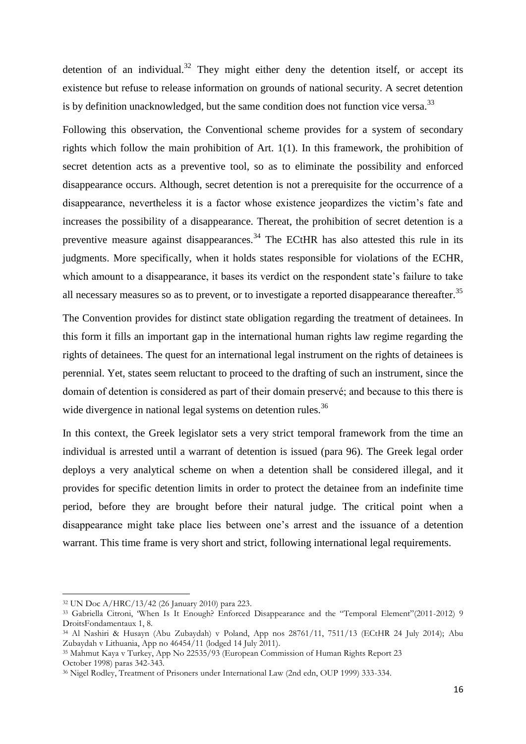detention of an individual.[32] They might either deny the detention itself, or accept its existence but refuse to release information on grounds of national security. A secret detention is by definition unacknowledged, but the same condition does not function vice versa.[33]

Following this observation, the Conventional scheme provides for a system of secondary rights which follow the main prohibition of Art. 1(1). In this framework, the prohibition of secret detention acts as a preventive tool, so as to eliminate the possibility and enforced disappearance occurs. Although, secret detention is not a prerequisite for the occurrence of a disappearance, nevertheless it is a factor whose existence jeopardizes the victim's fate and increases the possibility of a disappearance. Thereat, the prohibition of secret detention is a preventive measure against disappearances.[34] The ECtHR has also attested this rule in its judgments. More specifically, when it holds states responsible for violations of the ECHR, which amount to a disappearance, it bases its verdict on the respondent state's failure to take all necessary measures so as to prevent, or to investigate a reported disappearance thereafter.[35]

The Convention provides for distinct state obligation regarding the treatment of detainees. In this form it fills an important gap in the international human rights law regime regarding the rights of detainees. The quest for an international legal instrument on the rights of detainees is perennial. Yet, states seem reluctant to proceed to the drafting of such an instrument, since the domain of detention is considered as part of their domain preservé; and because to this there is wide divergence in national legal systems on detention rules.[36]

In this context, the Greek legislator sets a very strict temporal framework from the time an individual is arrested until a warrant of detention is issued (para 96). The Greek legal order deploys a very analytical scheme on when a detention shall be considered illegal, and it provides for specific detention limits in order to protect the detainee from an indefinite time period, before they are brought before their natural judge. The critical point when a disappearance might take place lies between one's arrest and the issuance of a detention warrant. This time frame is very short and strict, following international legal requirements.

---

[32] UN Doc A/HRC/13/42 (26 January 2010) para 223.

[33] Gabriella Citroni, 'When Is It Enough? Enforced Disappearance and the "Temporal Element"'(2011-2012) 9 DroitsFondamentaux 1, 8.

[34] Al Nashiri & Husayn (Abu Zubaydah) v Poland, App nos 28761/11, 7511/13 (ECtHR 24 July 2014); Abu Zubaydah v Lithuania, App no 46454/11 (lodged 14 July 2011).

[35] Mahmut Kaya v Turkey, App No 22535/93 (European Commission of Human Rights Report 23 October 1998) paras 342-343.

[36] Nigel Rodley, Treatment of Prisoners under International Law (2nd edn, OUP 1999) 333-334.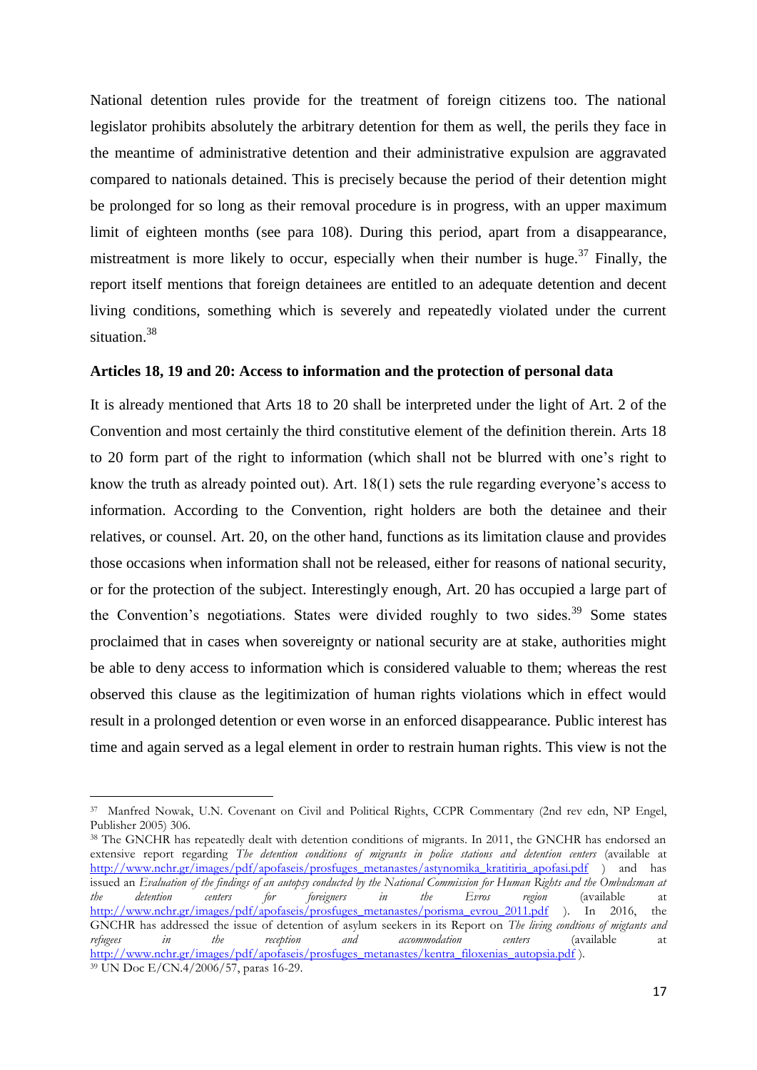National detention rules provide for the treatment of foreign citizens too. The national legislator prohibits absolutely the arbitrary detention for them as well, the perils they face in the meantime of administrative detention and their administrative expulsion are aggravated compared to nationals detained. This is precisely because the period of their detention might be prolonged for so long as their removal procedure is in progress, with an upper maximum limit of eighteen months (see para 108). During this period, apart from a disappearance, mistreatment is more likely to occur, especially when their number is huge.[37] Finally, the report itself mentions that foreign detainees are entitled to an adequate detention and decent living conditions, something which is severely and repeatedly violated under the current situation.[38]

**Articles 18, 19 and 20: Access to information and the protection of personal data**

It is already mentioned that Arts 18 to 20 shall be interpreted under the light of Art. 2 of the Convention and most certainly the third constitutive element of the definition therein. Arts 18 to 20 form part of the right to information (which shall not be blurred with one's right to know the truth as already pointed out). Art. 18(1) sets the rule regarding everyone's access to information. According to the Convention, right holders are both the detainee and their relatives, or counsel. Art. 20, on the other hand, functions as its limitation clause and provides those occasions when information shall not be released, either for reasons of national security, or for the protection of the subject. Interestingly enough, Art. 20 has occupied a large part of the Convention's negotiations. States were divided roughly to two sides.[39] Some states proclaimed that in cases when sovereignty or national security are at stake, authorities might be able to deny access to information which is considered valuable to them; whereas the rest observed this clause as the legitimization of human rights violations which in effect would result in a prolonged detention or even worse in an enforced disappearance. Public interest has time and again served as a legal element in order to restrain human rights. This view is not the

---

[37] Manfred Nowak, U.N. Covenant on Civil and Political Rights, CCPR Commentary (2nd rev edn, NP Engel, Publisher 2005) 306.

[38] The GNCHR has repeatedly dealt with detention conditions of migrants. In 2011, the GNCHR has endorsed an extensive report regarding *The detention conditions of migrants in police stations and detention centers* (available at http://www.nchr.gr/images/pdf/apofaseis/prosfuges_metanastes/astynomika_kratitiria_apofasi.pdf ) and has issued an *Evaluation of the findings of an autopsy conducted by the National Commission for Human Rights and the Ombudsman at the detention centers for foreigners in the Evros region* (available at http://www.nchr.gr/images/pdf/apofaseis/prosfuges_metanastes/porisma_evrou_2011.pdf ). In 2016, the GNCHR has addressed the issue of detention of asylum seekers in its Report on *The living condtions of migtants and refugees in the reception and accommodation centers* (available at http://www.nchr.gr/images/pdf/apofaseis/prosfuges_metanastes/kentra_filoxenias_autopsia.pdf ).

[39] UN Doc E/CN.4/2006/57, paras 16-29.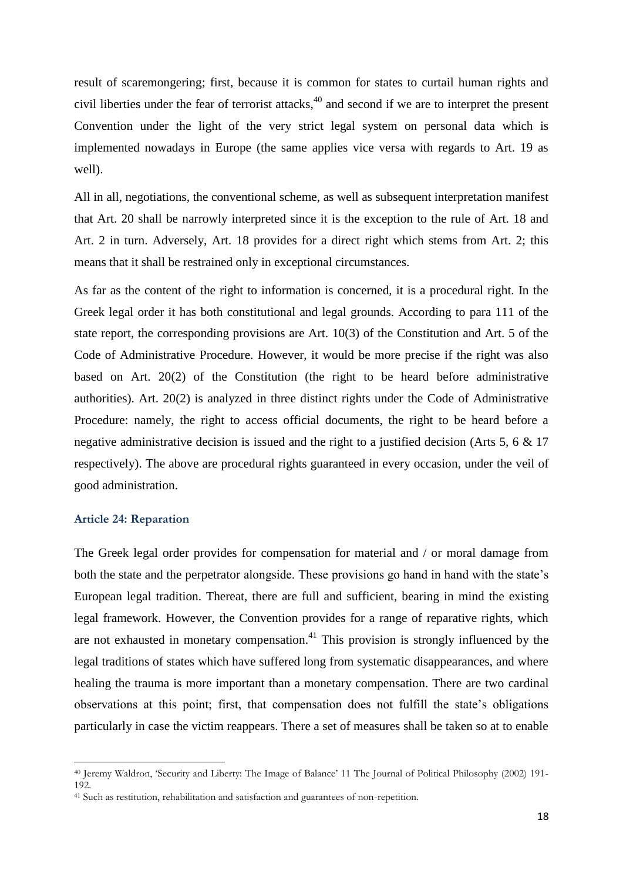result of scaremongering; first, because it is common for states to curtail human rights and civil liberties under the fear of terrorist attacks,[40] and second if we are to interpret the present Convention under the light of the very strict legal system on personal data which is implemented nowadays in Europe (the same applies vice versa with regards to Art. 19 as well).

All in all, negotiations, the conventional scheme, as well as subsequent interpretation manifest that Art. 20 shall be narrowly interpreted since it is the exception to the rule of Art. 18 and Art. 2 in turn. Adversely, Art. 18 provides for a direct right which stems from Art. 2; this means that it shall be restrained only in exceptional circumstances.

As far as the content of the right to information is concerned, it is a procedural right. In the Greek legal order it has both constitutional and legal grounds. According to para 111 of the state report, the corresponding provisions are Art. 10(3) of the Constitution and Art. 5 of the Code of Administrative Procedure. However, it would be more precise if the right was also based on Art. 20(2) of the Constitution (the right to be heard before administrative authorities). Art. 20(2) is analyzed in three distinct rights under the Code of Administrative Procedure: namely, the right to access official documents, the right to be heard before a negative administrative decision is issued and the right to a justified decision (Arts 5, 6 & 17 respectively). The above are procedural rights guaranteed in every occasion, under the veil of good administration.

### Article 24: Reparation

The Greek legal order provides for compensation for material and / or moral damage from both the state and the perpetrator alongside. These provisions go hand in hand with the state's European legal tradition. Thereat, there are full and sufficient, bearing in mind the existing legal framework. However, the Convention provides for a range of reparative rights, which are not exhausted in monetary compensation.[41] This provision is strongly influenced by the legal traditions of states which have suffered long from systematic disappearances, and where healing the trauma is more important than a monetary compensation. There are two cardinal observations at this point; first, that compensation does not fulfill the state's obligations particularly in case the victim reappears. There a set of measures shall be taken so at to enable

---

[40] Jeremy Waldron, 'Security and Liberty: The Image of Balance' 11 The Journal of Political Philosophy (2002) 191-192.

[41] Such as restitution, rehabilitation and satisfaction and guarantees of non-repetition.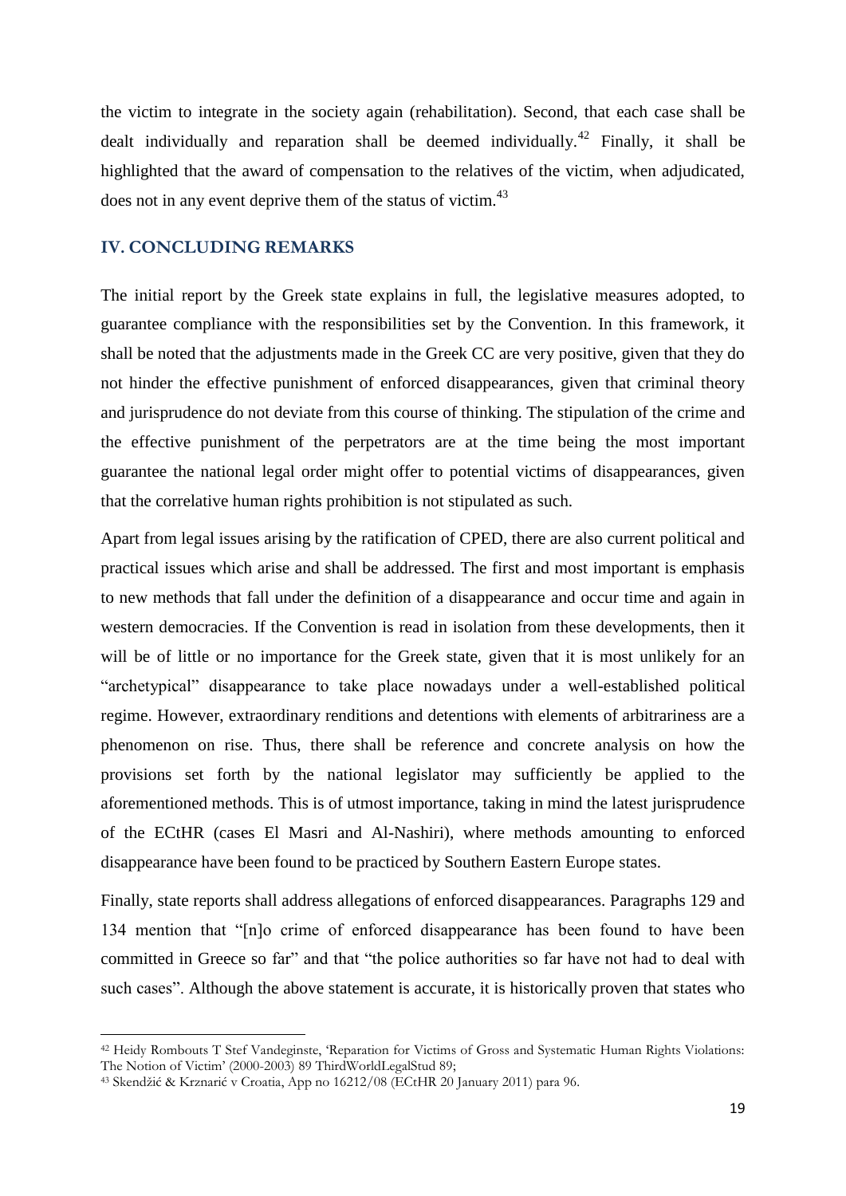the victim to integrate in the society again (rehabilitation). Second, that each case shall be dealt individually and reparation shall be deemed individually.[42] Finally, it shall be highlighted that the award of compensation to the relatives of the victim, when adjudicated, does not in any event deprive them of the status of victim.[43]

## IV. CONCLUDING REMARKS

The initial report by the Greek state explains in full, the legislative measures adopted, to guarantee compliance with the responsibilities set by the Convention. In this framework, it shall be noted that the adjustments made in the Greek CC are very positive, given that they do not hinder the effective punishment of enforced disappearances, given that criminal theory and jurisprudence do not deviate from this course of thinking. The stipulation of the crime and the effective punishment of the perpetrators are at the time being the most important guarantee the national legal order might offer to potential victims of disappearances, given that the correlative human rights prohibition is not stipulated as such.

Apart from legal issues arising by the ratification of CPED, there are also current political and practical issues which arise and shall be addressed. The first and most important is emphasis to new methods that fall under the definition of a disappearance and occur time and again in western democracies. If the Convention is read in isolation from these developments, then it will be of little or no importance for the Greek state, given that it is most unlikely for an "archetypical" disappearance to take place nowadays under a well-established political regime. However, extraordinary renditions and detentions with elements of arbitrariness are a phenomenon on rise. Thus, there shall be reference and concrete analysis on how the provisions set forth by the national legislator may sufficiently be applied to the aforementioned methods. This is of utmost importance, taking in mind the latest jurisprudence of the ECtHR (cases El Masri and Al-Nashiri), where methods amounting to enforced disappearance have been found to be practiced by Southern Eastern Europe states.

Finally, state reports shall address allegations of enforced disappearances. Paragraphs 129 and 134 mention that "[n]o crime of enforced disappearance has been found to have been committed in Greece so far" and that "the police authorities so far have not had to deal with such cases". Although the above statement is accurate, it is historically proven that states who

---

[42] Heidy Rombouts T Stef Vandeginste, 'Reparation for Victims of Gross and Systematic Human Rights Violations: The Notion of Victim' (2000-2003) 89 ThirdWorldLegalStud 89;

[43] Skendžić & Krznarić v Croatia, App no 16212/08 (ECtHR 20 January 2011) para 96.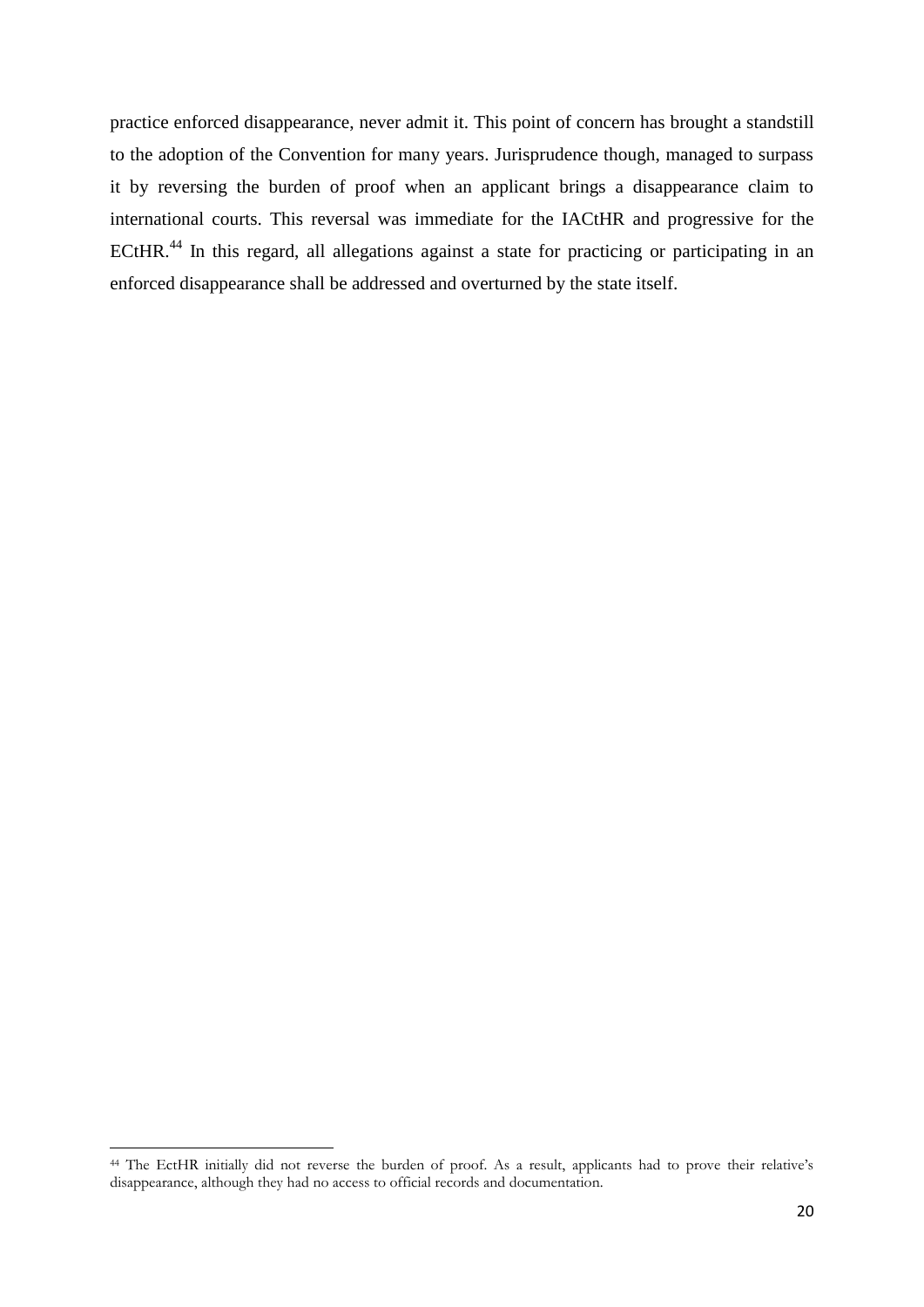practice enforced disappearance, never admit it. This point of concern has brought a standstill to the adoption of the Convention for many years. Jurisprudence though, managed to surpass it by reversing the burden of proof when an applicant brings a disappearance claim to international courts. This reversal was immediate for the IACtHR and progressive for the ECtHR.[44] In this regard, all allegations against a state for practicing or participating in an enforced disappearance shall be addressed and overturned by the state itself.

[44] The EctHR initially did not reverse the burden of proof. As a result, applicants had to prove their relative's disappearance, although they had no access to official records and documentation.